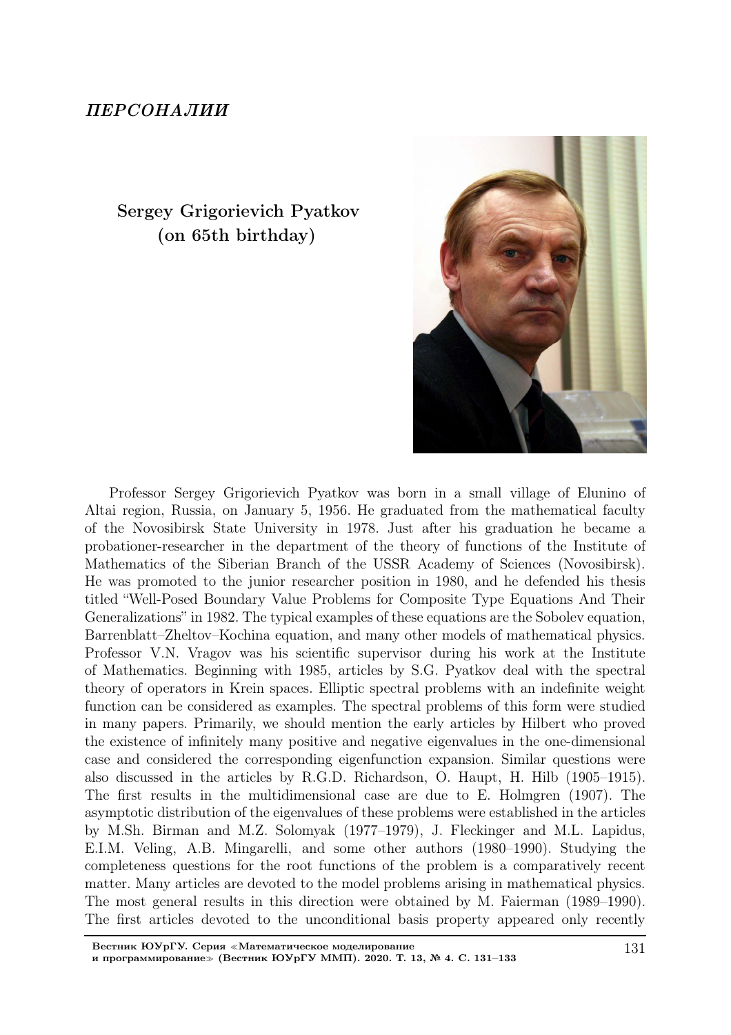*ПЕРСОНАЛИИ*

# Sergey Grigorievich Pyatkov (on 65th birthday)

Professor Sergey Grigorievich Pyatkov was born in a small village of Elunino of Altai region, Russia, on January 5, 1956. He graduated from the mathematical faculty of the Novosibirsk State University in 1978. Just after his graduation he became a probationer-researcher in the department of the theory of functions of the Institute of Mathematics of the Siberian Branch of the USSR Academy of Sciences (Novosibirsk). He was promoted to the junior researcher position in 1980, and he defended his thesis titled "Well-Posed Boundary Value Problems for Composite Type Equations And Their Generalizations" in 1982. The typical examples of these equations are the Sobolev equation, Barrenblatt–Zheltov–Kochina equation, and many other models of mathematical physics. Professor V.N. Vragov was his scientific supervisor during his work at the Institute of Mathematics. Beginning with 1985, articles by S.G. Pyatkov deal with the spectral theory of operators in Krein spaces. Elliptic spectral problems with an indefinite weight function can be considered as examples. The spectral problems of this form were studied in many papers. Primarily, we should mention the early articles by Hilbert who proved the existence of infinitely many positive and negative eigenvalues in the one-dimensional case and considered the corresponding eigenfunction expansion. Similar questions were also discussed in the articles by R.G.D. Richardson, O. Haupt, H. Hilb (1905–1915). The first results in the multidimensional case are due to E. Holmgren (1907). The asymptotic distribution of the eigenvalues of these problems were established in the articles by M.Sh. Birman and M.Z. Solomyak (1977–1979), J. Fleckinger and M.L. Lapidus, E.I.M. Veling, A.B. Mingarelli, and some other authors (1980–1990). Studying the completeness questions for the root functions of the problem is a comparatively recent matter. Many articles are devoted to the model problems arising in mathematical physics. The most general results in this direction were obtained by M. Faierman (1989–1990). The first articles devoted to the unconditional basis property appeared only recently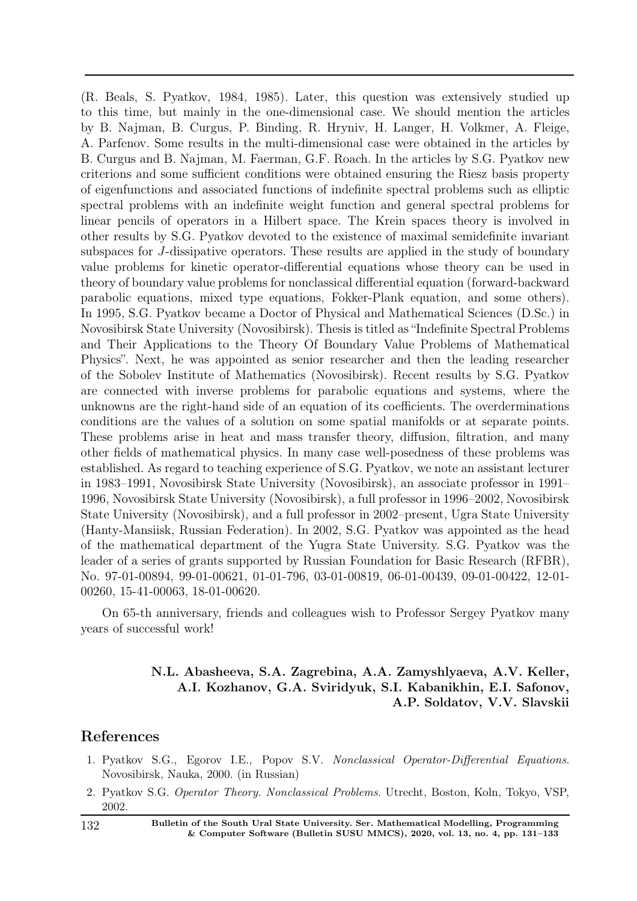(R. Beals, S. Pyatkov, 1984, 1985). Later, this question was extensively studied up to this time, but mainly in the one-dimensional case. We should mention the articles by B. Najman, B. Curgus, P. Binding, R. Hryniv, H. Langer, H. Volkmer, A. Fleige, A. Parfenov. Some results in the multi-dimensional case were obtained in the articles by B. Curgus and B. Najman, M. Faerman, G.F. Roach. In the articles by S.G. Pyatkov new criterions and some sufficient conditions were obtained ensuring the Riesz basis property of eigenfunctions and associated functions of indefinite spectral problems such as elliptic spectral problems with an indefinite weight function and general spectral problems for linear pencils of operators in a Hilbert space. The Krein spaces theory is involved in other results by S.G. Pyatkov devoted to the existence of maximal semidefinite invariant subspaces for $J$-dissipative operators. These results are applied in the study of boundary value problems for kinetic operator-differential equations whose theory can be used in theory of boundary value problems for nonclassical differential equation (forward-backward parabolic equations, mixed type equations, Fokker-Plank equation, and some others). In 1995, S.G. Pyatkov became a Doctor of Physical and Mathematical Sciences (D.Sc.) in Novosibirsk State University (Novosibirsk). Thesis is titled as "Indefinite Spectral Problems and Their Applications to the Theory Of Boundary Value Problems of Mathematical Physics". Next, he was appointed as senior researcher and then the leading researcher of the Sobolev Institute of Mathematics (Novosibirsk). Recent results by S.G. Pyatkov are connected with inverse problems for parabolic equations and systems, where the unknowns are the right-hand side of an equation of its coefficients. The overderminations conditions are the values of a solution on some spatial manifolds or at separate points. These problems arise in heat and mass transfer theory, diffusion, filtration, and many other fields of mathematical physics. In many case well-posedness of these problems was established. As regard to teaching experience of S.G. Pyatkov, we note an assistant lecturer in 1983–1991, Novosibirsk State University (Novosibirsk), an associate professor in 1991–1996, Novosibirsk State University (Novosibirsk), a full professor in 1996–2002, Novosibirsk State University (Novosibirsk), and a full professor in 2002–present, Ugra State University (Hanty-Mansiisk, Russian Federation). In 2002, S.G. Pyatkov was appointed as the head of the mathematical department of the Yugra State University. S.G. Pyatkov was the leader of a series of grants supported by Russian Foundation for Basic Research (RFBR), No. 97-01-00894, 99-01-00621, 01-01-796, 03-01-00819, 06-01-00439, 09-01-00422, 12-01-00260, 15-41-00063, 18-01-00620.

On 65-th anniversary, friends and colleagues wish to Professor Sergey Pyatkov many years of successful work!

**N.L. Abasheeva, S.A. Zagrebina, A.A. Zamyshlyaeva, A.V. Keller, A.I. Kozhanov, G.A. Sviridyuk, S.I. Kabanikhin, E.I. Safonov, A.P. Soldatov, V.V. Slavskii**

## References

1. Pyatkov S.G., Egorov I.E., Popov S.V. *Nonclassical Operator-Differential Equations*. Novosibirsk, Nauka, 2000. (in Russian)
2. Pyatkov S.G. *Operator Theory. Nonclassical Problems.* Utrecht, Boston, Koln, Tokyo, VSP, 2002.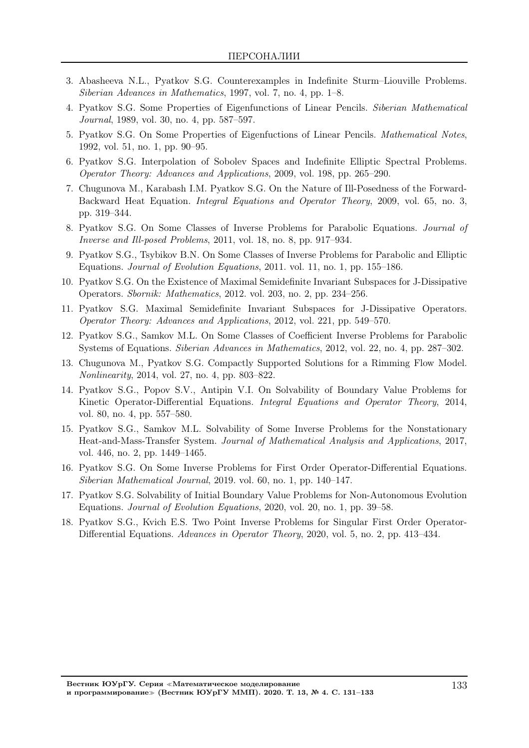3. Abasheeva N.L., Pyatkov S.G. Counterexamples in Indefinite Sturm–Liouville Problems. *Siberian Advances in Mathematics*, 1997, vol. 7, no. 4, pp. 1–8.
4. Pyatkov S.G. Some Properties of Eigenfunctions of Linear Pencils. *Siberian Mathematical Journal*, 1989, vol. 30, no. 4, pp. 587–597.
5. Pyatkov S.G. On Some Properties of Eigenfuctions of Linear Pencils. *Mathematical Notes*, 1992, vol. 51, no. 1, pp. 90–95.
6. Pyatkov S.G. Interpolation of Sobolev Spaces and Indefinite Elliptic Spectral Problems. *Operator Theory: Advances and Applications*, 2009, vol. 198, pp. 265–290.
7. Chugunova M., Karabash I.M. Pyatkov S.G. On the Nature of Ill-Posedness of the Forward-Backward Heat Equation. *Integral Equations and Operator Theory*, 2009, vol. 65, no. 3, pp. 319–344.
8. Pyatkov S.G. On Some Classes of Inverse Problems for Parabolic Equations. *Journal of Inverse and Ill-posed Problems*, 2011, vol. 18, no. 8, pp. 917–934.
9. Pyatkov S.G., Tsybikov B.N. On Some Classes of Inverse Problems for Parabolic and Elliptic Equations. *Journal of Evolution Equations*, 2011. vol. 11, no. 1, pp. 155–186.
10. Pyatkov S.G. On the Existence of Maximal Semidefinite Invariant Subspaces for J-Dissipative Operators. *Sbornik: Mathematics*, 2012. vol. 203, no. 2, pp. 234–256.
11. Pyatkov S.G. Maximal Semidefinite Invariant Subspaces for J-Dissipative Operators. *Operator Theory: Advances and Applications*, 2012, vol. 221, pp. 549–570.
12. Pyatkov S.G., Samkov M.L. On Some Classes of Coefficient Inverse Problems for Parabolic Systems of Equations. *Siberian Advances in Mathematics*, 2012, vol. 22, no. 4, pp. 287–302.
13. Chugunova M., Pyatkov S.G. Compactly Supported Solutions for a Rimming Flow Model. *Nonlinearity*, 2014, vol. 27, no. 4, pp. 803–822.
14. Pyatkov S.G., Popov S.V., Antipin V.I. On Solvability of Boundary Value Problems for Kinetic Operator-Differential Equations. *Integral Equations and Operator Theory*, 2014, vol. 80, no. 4, pp. 557–580.
15. Pyatkov S.G., Samkov M.L. Solvability of Some Inverse Problems for the Nonstationary Heat-and-Mass-Transfer System. *Journal of Mathematical Analysis and Applications*, 2017, vol. 446, no. 2, pp. 1449–1465.
16. Pyatkov S.G. On Some Inverse Problems for First Order Operator-Differential Equations. *Siberian Mathematical Journal*, 2019. vol. 60, no. 1, pp. 140–147.
17. Pyatkov S.G. Solvability of Initial Boundary Value Problems for Non-Autonomous Evolution Equations. *Journal of Evolution Equations*, 2020, vol. 20, no. 1, pp. 39–58.
18. Pyatkov S.G., Kvich E.S. Two Point Inverse Problems for Singular First Order Operator-Differential Equations. *Advances in Operator Theory*, 2020, vol. 5, no. 2, pp. 413–434.